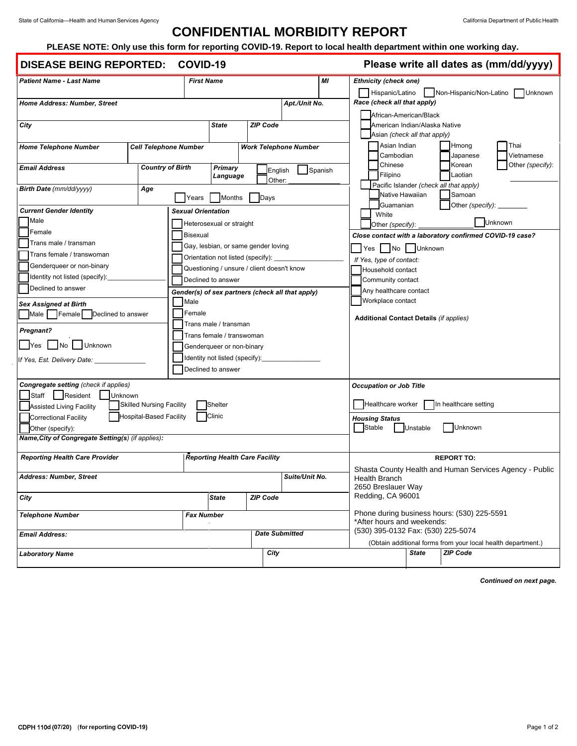# CONFIDENTIAL MORBIDITY REPORT

**PLEASE NOTE: Only use this form for reporting COVID-19. Report to local health department within one working day.**

## DISEASE BEING REPORTED: COVID-19

**Please write all dates as (mm/dd/yyyy)**

| ***Patient Name - Last Name*** | ***First Name*** | ***MI*** |
|---|---|---|
| | | |

| ***Home Address: Number, Street*** | ***Apt./Unit No.*** |
|---|---|
| | |

| ***City*** | ***State*** | ***ZIP Code*** |
|---|---|---|
| | | |

| ***Home Telephone Number*** | ***Cell Telephone Number*** | ***Work Telephone Number*** |
|---|---|---|
| | | |

| ***Email Address*** | ***Country of Birth*** | ***Primary Language*** |
|---|---|---|
| | | ☐ English ☐ Spanish Other: ______ |

| ***Birth Date*** *(mm/dd/yyyy)* | ***Age*** |
|---|---|
| | ☐ Years ☐ Months ☐ Days |

***Current Gender Identity***
- ☐ Male
- ☐ Female
- ☐ Trans male / transman
- ☐ Trans female / transwoman
- ☐ Genderqueer or non-binary
- ☐ Identity not listed (specify):______________
- ☐ Declined to answer

***Sex Assigned at Birth***
☐ Male ☐ Female ☐ Declined to answer

***Pregnant?***
☐ Yes ☐ No ☐ Unknown

*If Yes, Est. Delivery Date:* ______________

***Sexual Orientation***
- ☐ Heterosexual or straight
- ☐ Bisexual
- ☐ Gay, lesbian, or same gender loving
- ☐ Orientation not listed (specify): ______________
- ☐ Questioning / unsure / client doesn't know
- ☐ Declined to answer

***Gender(s) of sex partners (check all that apply)***
- ☐ Male
- ☐ Female
- ☐ Trans male / transman
- ☐ Trans female / transwoman
- ☐ Genderqueer or non-binary
- ☐ Identity not listed (specify):______________
- ☐ Declined to answer

***Ethnicity (check one)***
☐ Hispanic/Latino ☐ Non-Hispanic/Non-Latino ☐ Unknown

***Race (check all that apply)***
- ☐ African-American/Black
- ☐ American Indian/Alaska Native
- ☐ Asian *(check all that apply)*
  - ☐ Asian Indian ☐ Hmong ☐ Thai
  - ☐ Cambodian ☐ Japanese ☐ Vietnamese
  - ☐ Chinese ☐ Korean ☐ Other *(specify)*: ______
  - ☐ Filipino ☐ Laotian
- ☐ Pacific Islander *(check all that apply)*
  - ☐ Native Hawaiian ☐ Samoan
  - ☐ Guamanian ☐ Other *(specify)*: ________
- ☐ White
- ☐ Other *(specify)*: ____________ ☐ Unknown

***Close contact with a laboratory confirmed COVID-19 case?***
☐ Yes ☐ No ☐ Unknown

*If Yes, type of contact:*
- ☐ Household contact
- ☐ Community contact
- ☐ Any healthcare contact
- ☐ Workplace contact

**Additional Contact Details** *(if applies)*

***Congregate setting*** *(check if applies)*
☐ Staff ☐ Resident ☐ Unknown
- ☐ Assisted Living Facility ☐ Skilled Nursing Facility ☐ Shelter
- ☐ Correctional Facility ☐ Hospital-Based Facility ☐ Clinic
- ☐ Other (specify):

***Name,City of Congregate Setting(s)*** *(if applies):*

***Occupation or Job Title***

☐ Healthcare worker ☐ In healthcare setting

***Housing Status***
☐ Stable ☐ Unstable ☐ Unknown

| ***Reporting Health Care Provider*** | ***Reporting Health Care Facility*** |
|---|---|
| | |

| ***Address: Number, Street*** | ***Suite/Unit No.*** |
|---|---|
| | |

| ***City*** | ***State*** | ***ZIP Code*** |
|---|---|---|
| | | |

| ***Telephone Number*** | ***Fax Number*** |
|---|---|
| | |

| ***Email Address:*** | ***Date Submitted*** |
|---|---|
| | |

**REPORT TO:**

Shasta County Health and Human Services Agency - Public Health Branch
2650 Breslauer Way
Redding, CA 96001

Phone during business hours: (530) 225-5591
*After hours and weekends:
(530) 395-0132 Fax: (530) 225-5074

(Obtain additional forms from your local health department.)

| ***Laboratory Name*** | ***City*** | ***State*** | ***ZIP Code*** |
|---|---|---|---|
| | | | |

***Continued on next page.***

**CDPH 110d (07/20)** (**for reporting COVID-19)**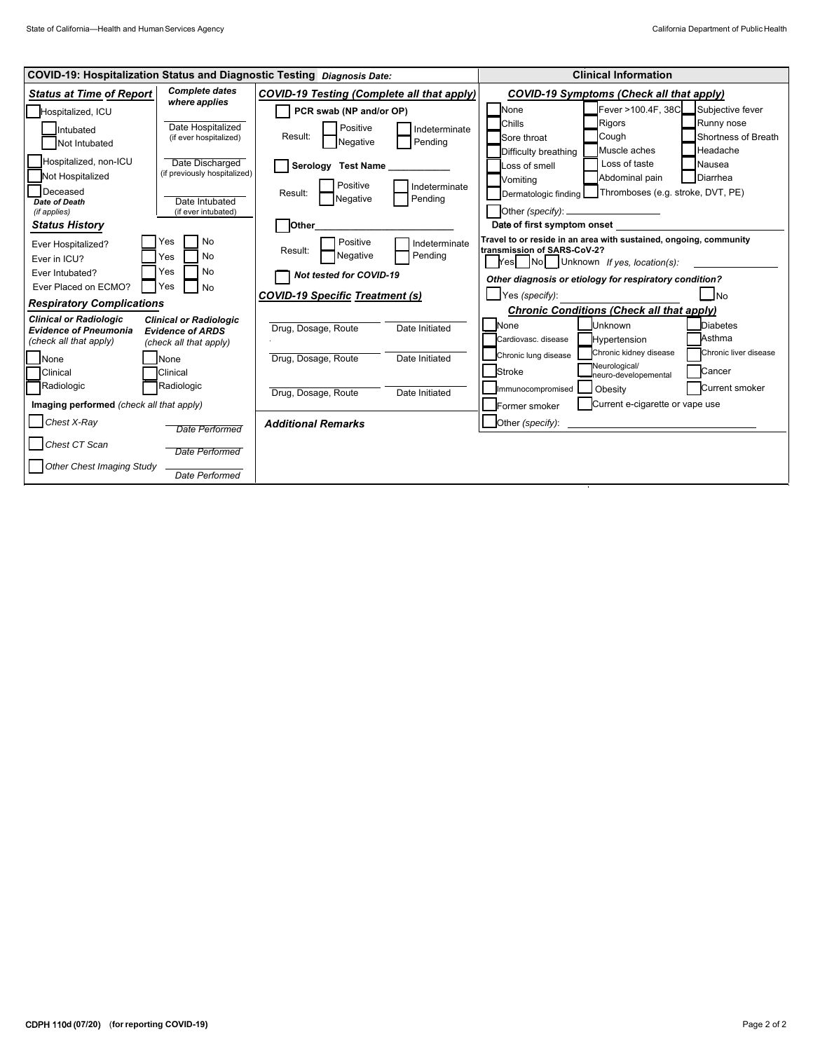## COVID-19: Hospitalization Status and Diagnostic Testing *Diagnosis Date:*

### *Status at Time of Report*

**Complete dates where applies**

- ☐ Hospitalized, ICU
  - ☐ Intubated
  - ☐ Not Intubated
- ☐ Hospitalized, non-ICU
- ☐ Not Hospitalized
- ☐ Deceased

**Date of Death** *(if applies)*

Date Hospitalized (if ever hospitalized)

Date Discharged (if previously hospitalized)

Date Intubated (if ever intubated)

### *Status History*

| | | |
|---|---|---|
| Ever Hospitalized? | ☐ Yes | ☐ No |
| Ever in ICU? | ☐ Yes | ☐ No |
| Ever Intubated? | ☐ Yes | ☐ No |
| Ever Placed on ECMO? | ☐ Yes | ☐ No |

### *Respiratory Complications*

| *Clinical or Radiologic Evidence of Pneumonia* (check all that apply) | *Clinical or Radiologic Evidence of ARDS* (check all that apply) |
|---|---|
| ☐ None | ☐ None |
| ☐ Clinical | ☐ Clinical |
| ☐ Radiologic | ☐ Radiologic |

**Imaging performed** *(check all that apply)*

- ☐ *Chest X-Ray* — *Date Performed*
- ☐ *Chest CT Scan* — *Date Performed*
- ☐ *Other Chest Imaging Study* — *Date Performed*

### *COVID-19 Testing (Complete all that apply)*

☐ **PCR swab (NP and/or OP)**

Result: ☐ Positive ☐ Negative ☐ Indeterminate ☐ Pending

☐ **Serology Test Name** ____________

Result: ☐ Positive ☐ Negative ☐ Indeterminate ☐ Pending

☐ **Other**__________________________

Result: ☐ Positive ☐ Negative ☐ Indeterminate ☐ Pending

☐ ***Not tested for COVID-19***

### *COVID-19 Specific Treatment (s)*

| | |
|---|---|
| Drug, Dosage, Route | Date Initiated |
| Drug, Dosage, Route | Date Initiated |
| Drug, Dosage, Route | Date Initiated |

### *Additional Remarks*

## Clinical Information

### *COVID-19 Symptoms (Check all that apply)*

| | | |
|---|---|---|
| ☐ None | ☐ Fever >100.4F, 38C | ☐ Subjective fever |
| ☐ Chills | ☐ Rigors | ☐ Runny nose |
| ☐ Sore throat | ☐ Cough | ☐ Shortness of Breath |
| ☐ Difficulty breathing | ☐ Muscle aches | ☐ Headache |
| ☐ Loss of smell | ☐ Loss of taste | ☐ Nausea |
| ☐ Vomiting | ☐ Abdominal pain | ☐ Diarrhea |
| ☐ Dermatologic finding | ☐ Thromboses (e.g. stroke, DVT, PE) | |

☐ Other *(specify)*: ________________

**Date of first symptom onset** ________________

**Travel to or reside in an area with sustained, ongoing, community transmission of SARS-CoV-2?**

☐ Yes ☐ No ☐ Unknown *If yes, location(s):* ____________

***Other diagnosis or etiology for respiratory condition?***

☐ Yes *(specify)*: ____________ ☐ No

### *Chronic Conditions (Check all that apply)*

| | | |
|---|---|---|
| ☐ None | ☐ Unknown | ☐ Diabetes |
| ☐ Cardiovasc. disease | ☐ Hypertension | ☐ Asthma |
| ☐ Chronic lung disease | ☐ Chronic kidney disease | ☐ Chronic liver disease |
| ☐ Stroke | ☐ Neurological/ neuro-developemental | ☐ Cancer |
| ☐ Immunocompromised | ☐ Obesity | ☐ Current smoker |
| ☐ Former smoker | ☐ Current e-cigarette or vape use | |

☐ Other *(specify)*: ________________________________

CDPH 110d (07/20) (for reporting COVID-19)